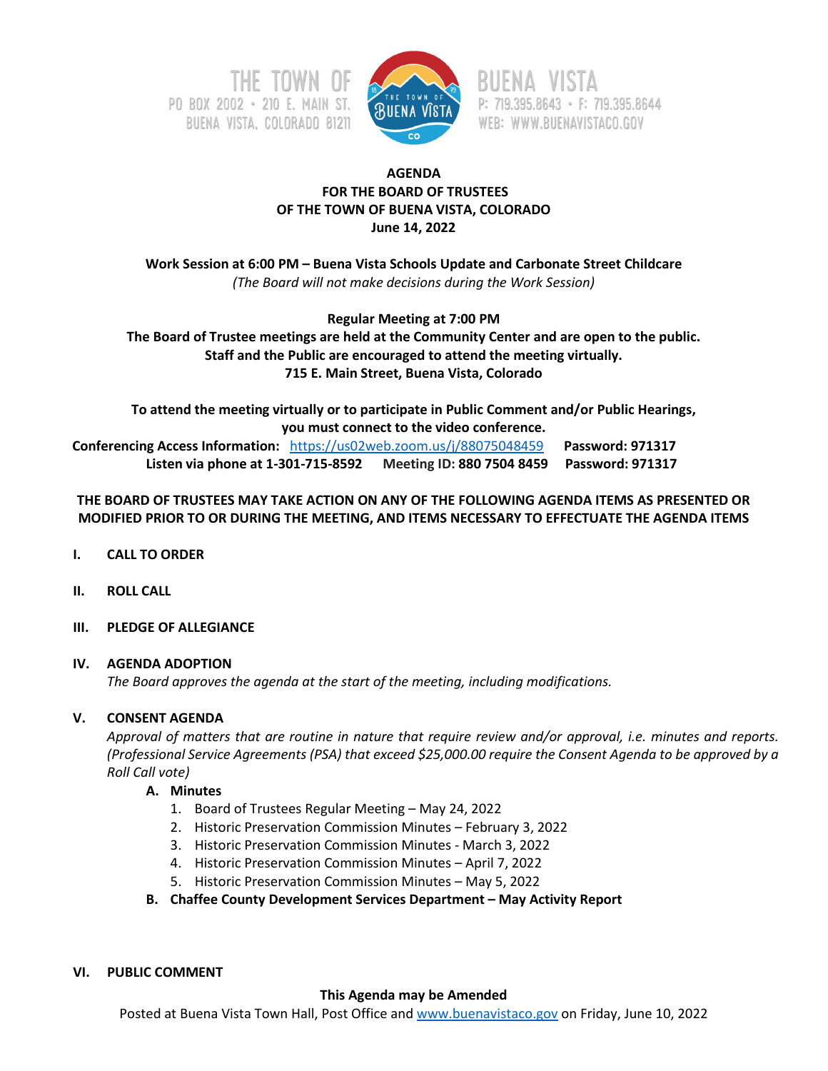THE TOWN OF BUENA VISTA
PO BOX 2002 • 210 E. MAIN ST.
BUENA VISTA, COLORADO 81211
P: 719.395.8643 • F: 719.395.8644
WEB: WWW.BUENAVISTACO.GOV

**AGENDA**
**FOR THE BOARD OF TRUSTEES**
**OF THE TOWN OF BUENA VISTA, COLORADO**
**June 14, 2022**

**Work Session at 6:00 PM – Buena Vista Schools Update and Carbonate Street Childcare**
*(The Board will not make decisions during the Work Session)*

**Regular Meeting at 7:00 PM**
**The Board of Trustee meetings are held at the Community Center and are open to the public.**
**Staff and the Public are encouraged to attend the meeting virtually.**
**715 E. Main Street, Buena Vista, Colorado**

**To attend the meeting virtually or to participate in Public Comment and/or Public Hearings, you must connect to the video conference.**
**Conferencing Access Information:** https://us02web.zoom.us/j/88075048459 **Password: 971317**
**Listen via phone at 1-301-715-8592 Meeting ID: 880 7504 8459 Password: 971317**

**THE BOARD OF TRUSTEES MAY TAKE ACTION ON ANY OF THE FOLLOWING AGENDA ITEMS AS PRESENTED OR MODIFIED PRIOR TO OR DURING THE MEETING, AND ITEMS NECESSARY TO EFFECTUATE THE AGENDA ITEMS**

**I. CALL TO ORDER**

**II. ROLL CALL**

**III. PLEDGE OF ALLEGIANCE**

**IV. AGENDA ADOPTION**
*The Board approves the agenda at the start of the meeting, including modifications.*

**V. CONSENT AGENDA**
*Approval of matters that are routine in nature that require review and/or approval, i.e. minutes and reports. (Professional Service Agreements (PSA) that exceed $25,000.00 require the Consent Agenda to be approved by a Roll Call vote)*

- **A. Minutes**
  1. Board of Trustees Regular Meeting – May 24, 2022
  2. Historic Preservation Commission Minutes – February 3, 2022
  3. Historic Preservation Commission Minutes - March 3, 2022
  4. Historic Preservation Commission Minutes – April 7, 2022
  5. Historic Preservation Commission Minutes – May 5, 2022
- **B. Chaffee County Development Services Department – May Activity Report**

**VI. PUBLIC COMMENT**

**This Agenda may be Amended**
Posted at Buena Vista Town Hall, Post Office and www.buenavistaco.gov on Friday, June 10, 2022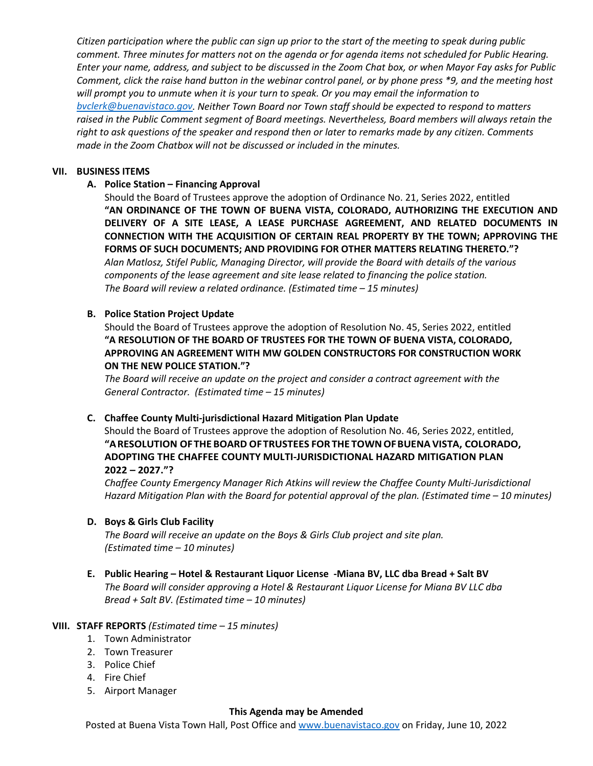*Citizen participation where the public can sign up prior to the start of the meeting to speak during public comment. Three minutes for matters not on the agenda or for agenda items not scheduled for Public Hearing. Enter your name, address, and subject to be discussed in the Zoom Chat box, or when Mayor Fay asks for Public Comment, click the raise hand button in the webinar control panel, or by phone press *9, and the meeting host will prompt you to unmute when it is your turn to speak. Or you may email the information to [bvclerk@buenavistaco.gov](mailto:bvclerk@buenavistaco.gov). Neither Town Board nor Town staff should be expected to respond to matters raised in the Public Comment segment of Board meetings. Nevertheless, Board members will always retain the right to ask questions of the speaker and respond then or later to remarks made by any citizen. Comments made in the Zoom Chatbox will not be discussed or included in the minutes.*

## VII. BUSINESS ITEMS

**A. Police Station – Financing Approval**

Should the Board of Trustees approve the adoption of Ordinance No. 21, Series 2022, entitled **"AN ORDINANCE OF THE TOWN OF BUENA VISTA, COLORADO, AUTHORIZING THE EXECUTION AND DELIVERY OF A SITE LEASE, A LEASE PURCHASE AGREEMENT, AND RELATED DOCUMENTS IN CONNECTION WITH THE ACQUISITION OF CERTAIN REAL PROPERTY BY THE TOWN; APPROVING THE FORMS OF SUCH DOCUMENTS; AND PROVIDING FOR OTHER MATTERS RELATING THERETO."?**
*Alan Matlosz, Stifel Public, Managing Director, will provide the Board with details of the various components of the lease agreement and site lease related to financing the police station.*
*The Board will review a related ordinance. (Estimated time – 15 minutes)*

**B. Police Station Project Update**

Should the Board of Trustees approve the adoption of Resolution No. 45, Series 2022, entitled **"A RESOLUTION OF THE BOARD OF TRUSTEES FOR THE TOWN OF BUENA VISTA, COLORADO, APPROVING AN AGREEMENT WITH MW GOLDEN CONSTRUCTORS FOR CONSTRUCTION WORK ON THE NEW POLICE STATION."?**
*The Board will receive an update on the project and consider a contract agreement with the General Contractor. (Estimated time – 15 minutes)*

**C. Chaffee County Multi-jurisdictional Hazard Mitigation Plan Update**

Should the Board of Trustees approve the adoption of Resolution No. 46, Series 2022, entitled, **"A RESOLUTION OF THE BOARD OF TRUSTEES FOR THE TOWN OF BUENA VISTA, COLORADO, ADOPTING THE CHAFFEE COUNTY MULTI-JURISDICTIONAL HAZARD MITIGATION PLAN 2022 – 2027."?**
*Chaffee County Emergency Manager Rich Atkins will review the Chaffee County Multi-Jurisdictional Hazard Mitigation Plan with the Board for potential approval of the plan. (Estimated time – 10 minutes)*

**D. Boys & Girls Club Facility**

*The Board will receive an update on the Boys & Girls Club project and site plan. (Estimated time – 10 minutes)*

**E. Public Hearing – Hotel & Restaurant Liquor License -Miana BV, LLC dba Bread + Salt BV**

*The Board will consider approving a Hotel & Restaurant Liquor License for Miana BV LLC dba Bread + Salt BV. (Estimated time – 10 minutes)*

## VIII. STAFF REPORTS *(Estimated time – 15 minutes)*

1. Town Administrator
2. Town Treasurer
3. Police Chief
4. Fire Chief
5. Airport Manager

**This Agenda may be Amended**

Posted at Buena Vista Town Hall, Post Office and [www.buenavistaco.gov](http://www.buenavistaco.gov) on Friday, June 10, 2022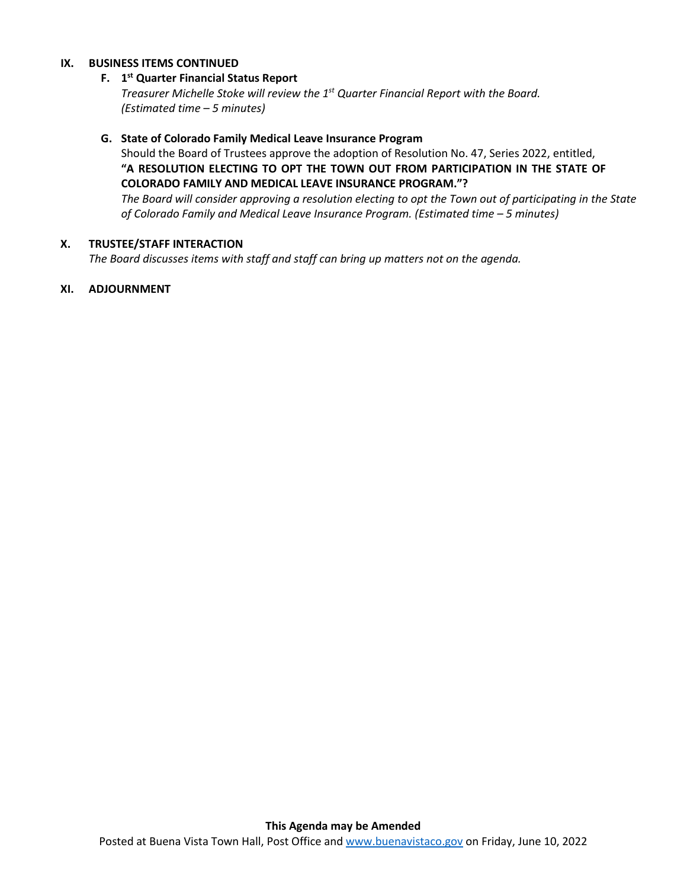## IX. BUSINESS ITEMS CONTINUED

### F. 1st Quarter Financial Status Report

*Treasurer Michelle Stoke will review the 1st Quarter Financial Report with the Board. (Estimated time – 5 minutes)*

### G. State of Colorado Family Medical Leave Insurance Program

Should the Board of Trustees approve the adoption of Resolution No. 47, Series 2022, entitled, **"A RESOLUTION ELECTING TO OPT THE TOWN OUT FROM PARTICIPATION IN THE STATE OF COLORADO FAMILY AND MEDICAL LEAVE INSURANCE PROGRAM."?**

*The Board will consider approving a resolution electing to opt the Town out of participating in the State of Colorado Family and Medical Leave Insurance Program. (Estimated time – 5 minutes)*

## X. TRUSTEE/STAFF INTERACTION

*The Board discusses items with staff and staff can bring up matters not on the agenda.*

## XI. ADJOURNMENT

**This Agenda may be Amended**

Posted at Buena Vista Town Hall, Post Office and www.buenavistaco.gov on Friday, June 10, 2022